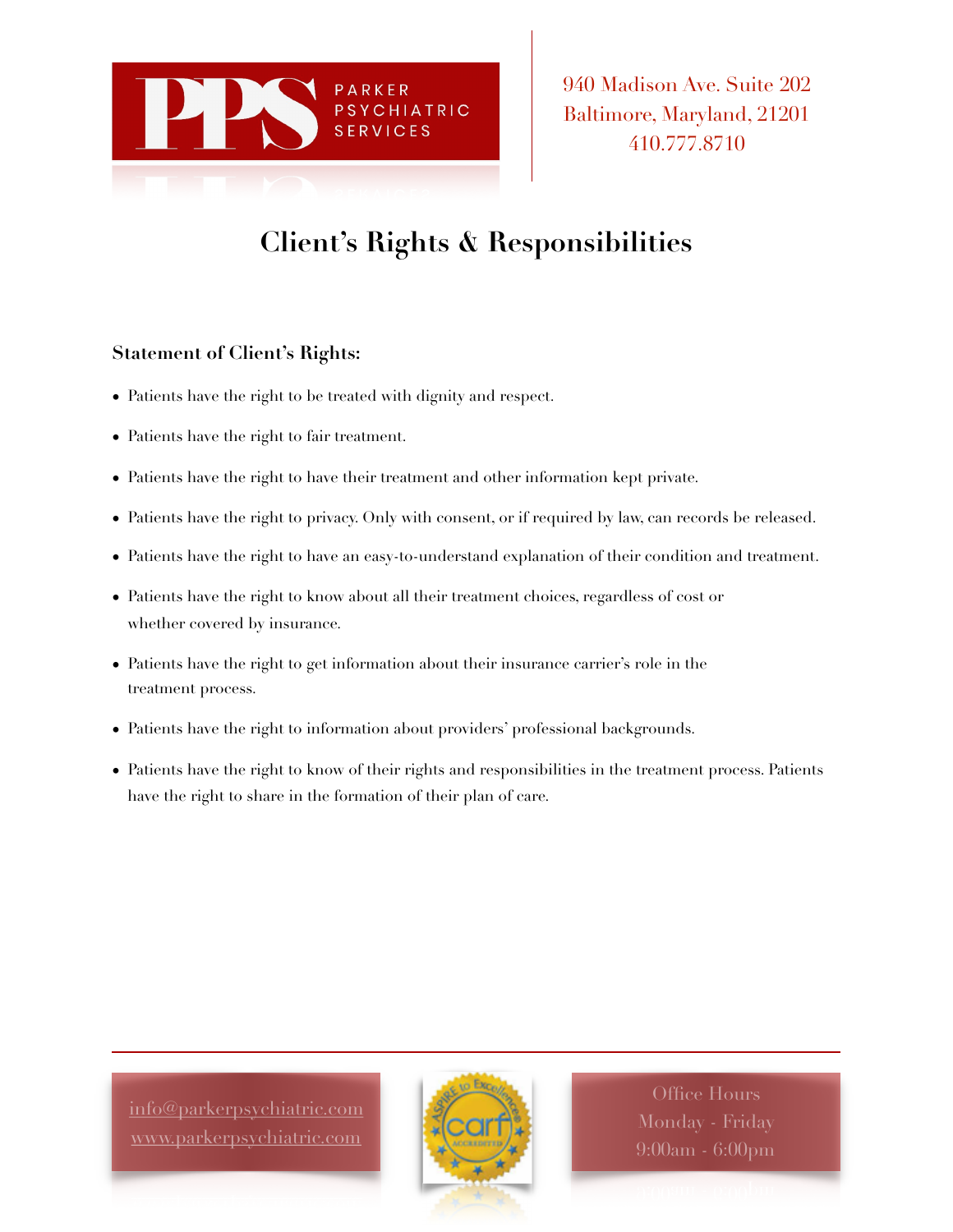PARKER PSYCHIATRIC SERVICES

940 Madison Ave. Suite 202
Baltimore, Maryland, 21201
410.777.8710

# Client's Rights & Responsibilities

**Statement of Client's Rights:**

- Patients have the right to be treated with dignity and respect.
- Patients have the right to fair treatment.
- Patients have the right to have their treatment and other information kept private.
- Patients have the right to privacy. Only with consent, or if required by law, can records be released.
- Patients have the right to have an easy-to-understand explanation of their condition and treatment.
- Patients have the right to know about all their treatment choices, regardless of cost or whether covered by insurance.
- Patients have the right to get information about their insurance carrier's role in the treatment process.
- Patients have the right to information about providers' professional backgrounds.
- Patients have the right to know of their rights and responsibilities in the treatment process. Patients have the right to share in the formation of their plan of care.

info@parkerpsychiatric.com
www.parkerpsychiatric.com

Office Hours
Monday - Friday
9:00am - 6:00pm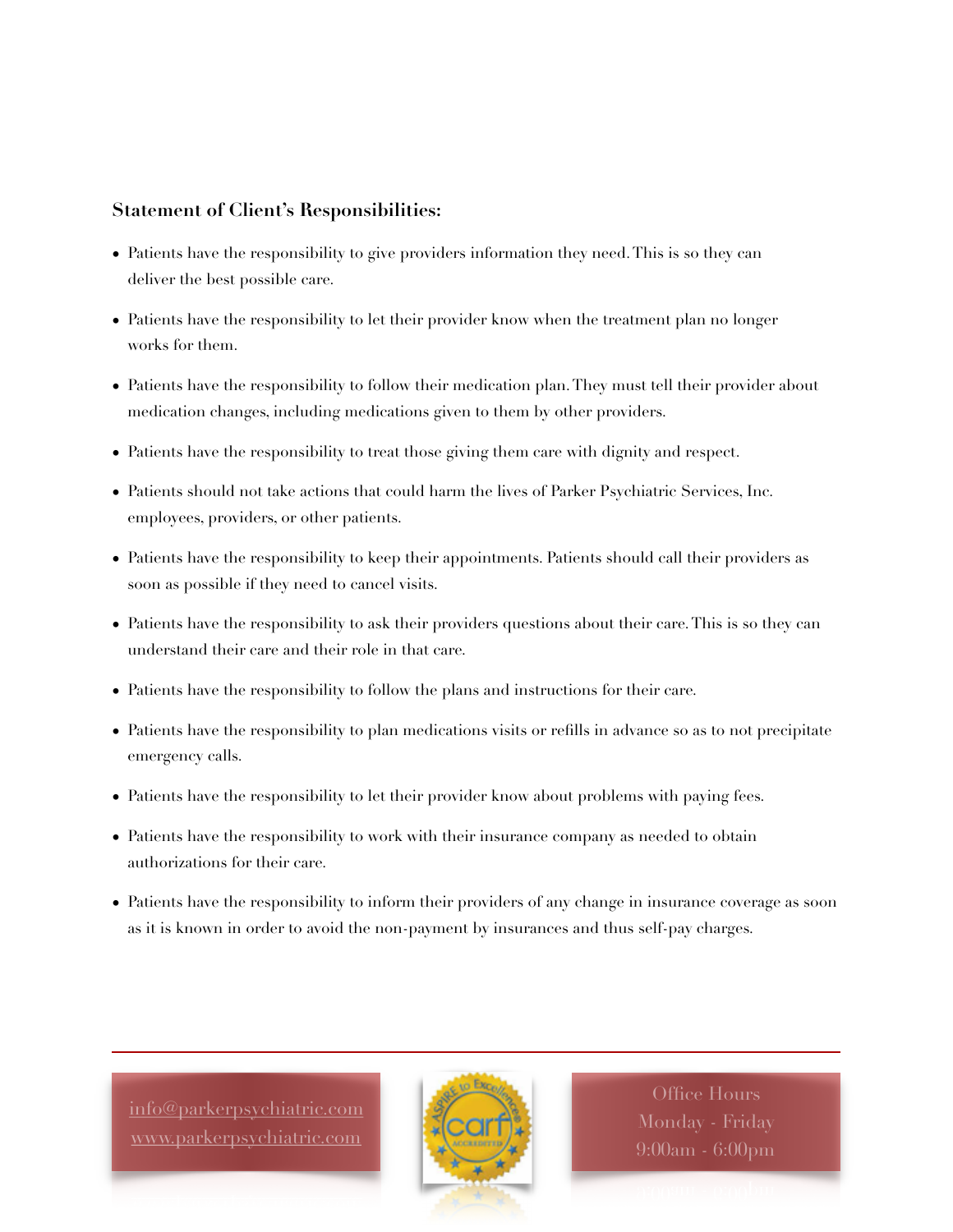**Statement of Client's Responsibilities:**

- Patients have the responsibility to give providers information they need. This is so they can deliver the best possible care.
- Patients have the responsibility to let their provider know when the treatment plan no longer works for them.
- Patients have the responsibility to follow their medication plan. They must tell their provider about medication changes, including medications given to them by other providers.
- Patients have the responsibility to treat those giving them care with dignity and respect.
- Patients should not take actions that could harm the lives of Parker Psychiatric Services, Inc. employees, providers, or other patients.
- Patients have the responsibility to keep their appointments. Patients should call their providers as soon as possible if they need to cancel visits.
- Patients have the responsibility to ask their providers questions about their care. This is so they can understand their care and their role in that care.
- Patients have the responsibility to follow the plans and instructions for their care.
- Patients have the responsibility to plan medications visits or refills in advance so as to not precipitate emergency calls.
- Patients have the responsibility to let their provider know about problems with paying fees.
- Patients have the responsibility to work with their insurance company as needed to obtain authorizations for their care.
- Patients have the responsibility to inform their providers of any change in insurance coverage as soon as it is known in order to avoid the non-payment by insurances and thus self-pay charges.

info@parkerpsychiatric.com
www.parkerpsychiatric.com

Office Hours
Monday - Friday
9:00am - 6:00pm